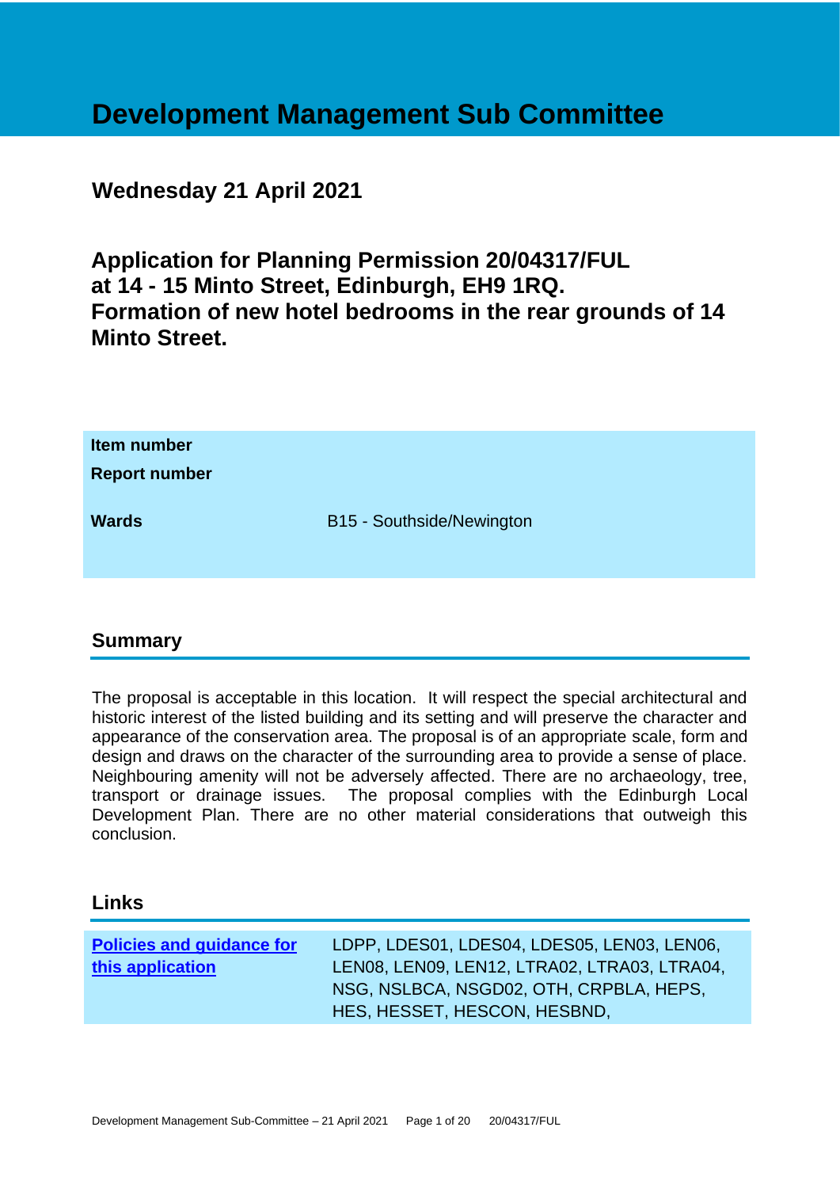# Development Management Sub Committee

## Wednesday 21 April 2021

## Application for Planning Permission 20/04317/FUL at 14 - 15 Minto Street, Edinburgh, EH9 1RQ. Formation of new hotel bedrooms in the rear grounds of 14 Minto Street.

| | |
|---|---|
| **Item number** | |
| **Report number** | |
| **Wards** | B15 - Southside/Newington |

## Summary

The proposal is acceptable in this location. It will respect the special architectural and historic interest of the listed building and its setting and will preserve the character and appearance of the conservation area. The proposal is of an appropriate scale, form and design and draws on the character of the surrounding area to provide a sense of place. Neighbouring amenity will not be adversely affected. There are no archaeology, tree, transport or drainage issues. The proposal complies with the Edinburgh Local Development Plan. There are no other material considerations that outweigh this conclusion.

## Links

| | |
|---|---|
| **Policies and guidance for this application** | LDPP, LDES01, LDES04, LDES05, LEN03, LEN06, LEN08, LEN09, LEN12, LTRA02, LTRA03, LTRA04, NSG, NSLBCA, NSGD02, OTH, CRPBLA, HEPS, HES, HESSET, HESCON, HESBND, |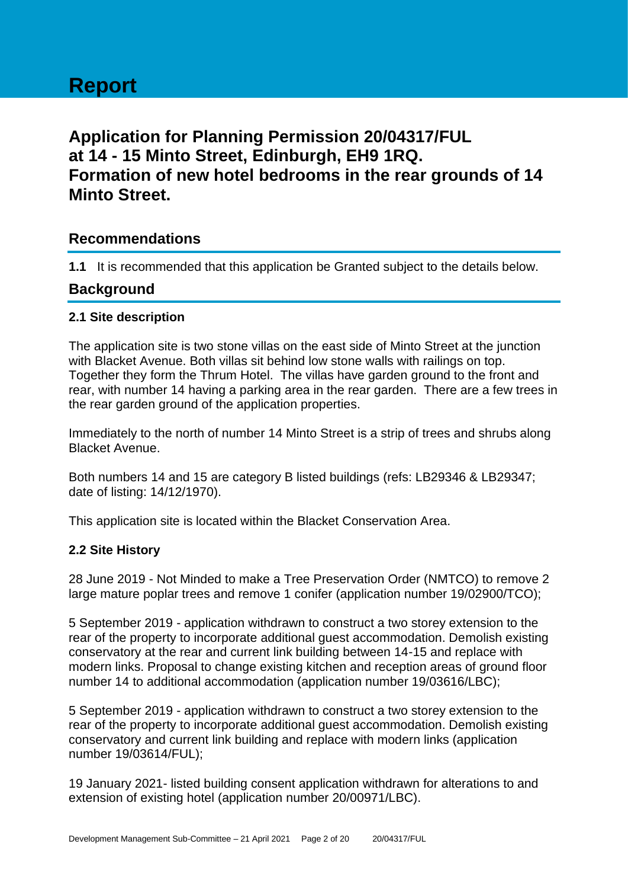# Report

## Application for Planning Permission 20/04317/FUL at 14 - 15 Minto Street, Edinburgh, EH9 1RQ. Formation of new hotel bedrooms in the rear grounds of 14 Minto Street.

## Recommendations

**1.1** It is recommended that this application be Granted subject to the details below.

## Background

### 2.1 Site description

The application site is two stone villas on the east side of Minto Street at the junction with Blacket Avenue. Both villas sit behind low stone walls with railings on top. Together they form the Thrum Hotel. The villas have garden ground to the front and rear, with number 14 having a parking area in the rear garden. There are a few trees in the rear garden ground of the application properties.

Immediately to the north of number 14 Minto Street is a strip of trees and shrubs along Blacket Avenue.

Both numbers 14 and 15 are category B listed buildings (refs: LB29346 & LB29347; date of listing: 14/12/1970).

This application site is located within the Blacket Conservation Area.

### 2.2 Site History

28 June 2019 - Not Minded to make a Tree Preservation Order (NMTCO) to remove 2 large mature poplar trees and remove 1 conifer (application number 19/02900/TCO);

5 September 2019 - application withdrawn to construct a two storey extension to the rear of the property to incorporate additional guest accommodation. Demolish existing conservatory at the rear and current link building between 14-15 and replace with modern links. Proposal to change existing kitchen and reception areas of ground floor number 14 to additional accommodation (application number 19/03616/LBC);

5 September 2019 - application withdrawn to construct a two storey extension to the rear of the property to incorporate additional guest accommodation. Demolish existing conservatory and current link building and replace with modern links (application number 19/03614/FUL);

19 January 2021- listed building consent application withdrawn for alterations to and extension of existing hotel (application number 20/00971/LBC).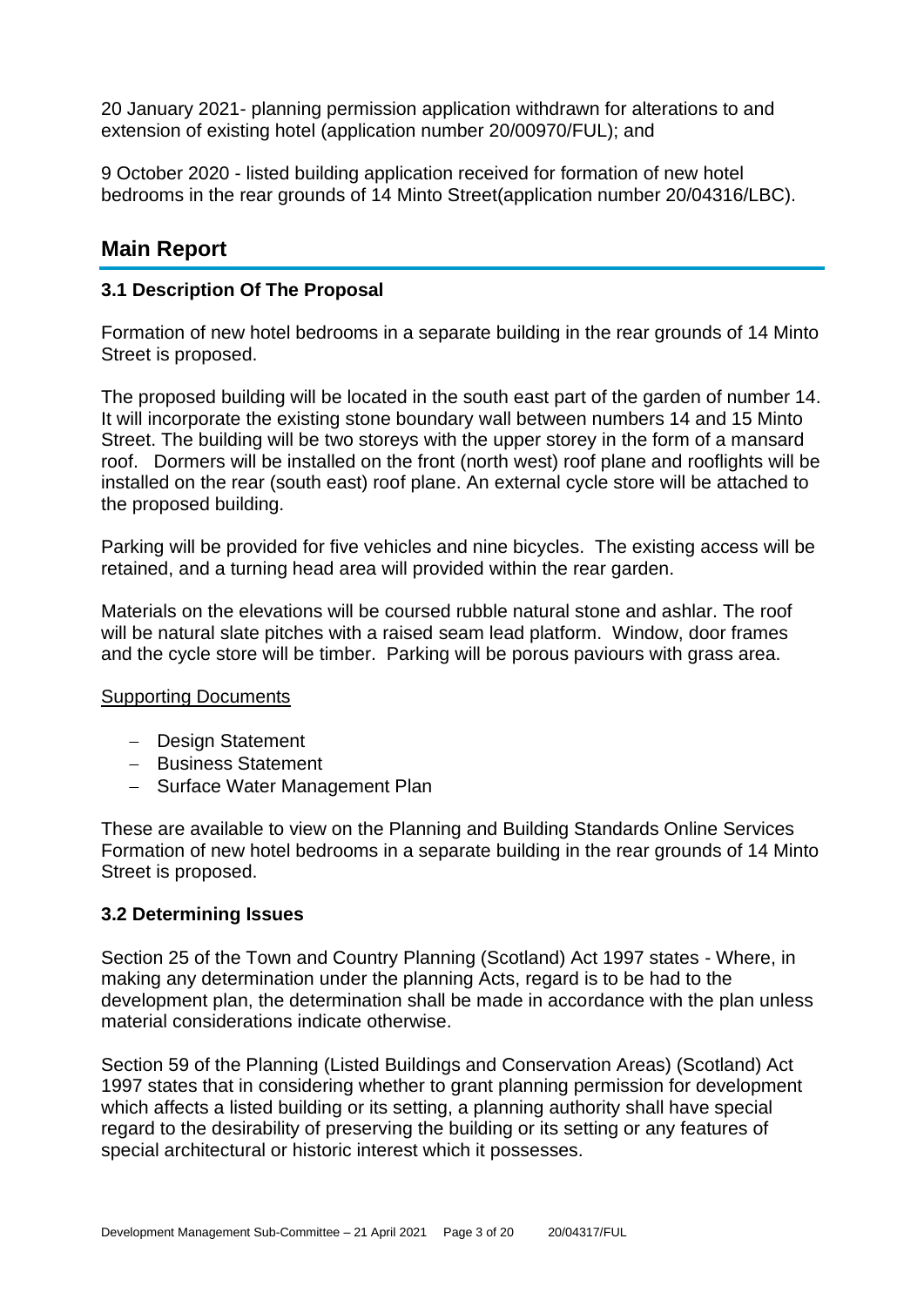20 January 2021- planning permission application withdrawn for alterations to and extension of existing hotel (application number 20/00970/FUL); and

9 October 2020 - listed building application received for formation of new hotel bedrooms in the rear grounds of 14 Minto Street(application number 20/04316/LBC).

## Main Report

### 3.1 Description Of The Proposal

Formation of new hotel bedrooms in a separate building in the rear grounds of 14 Minto Street is proposed.

The proposed building will be located in the south east part of the garden of number 14. It will incorporate the existing stone boundary wall between numbers 14 and 15 Minto Street. The building will be two storeys with the upper storey in the form of a mansard roof. Dormers will be installed on the front (north west) roof plane and rooflights will be installed on the rear (south east) roof plane. An external cycle store will be attached to the proposed building.

Parking will be provided for five vehicles and nine bicycles. The existing access will be retained, and a turning head area will provided within the rear garden.

Materials on the elevations will be coursed rubble natural stone and ashlar. The roof will be natural slate pitches with a raised seam lead platform. Window, door frames and the cycle store will be timber. Parking will be porous paviours with grass area.

Supporting Documents

- Design Statement
- Business Statement
- Surface Water Management Plan

These are available to view on the Planning and Building Standards Online Services Formation of new hotel bedrooms in a separate building in the rear grounds of 14 Minto Street is proposed.

### 3.2 Determining Issues

Section 25 of the Town and Country Planning (Scotland) Act 1997 states - Where, in making any determination under the planning Acts, regard is to be had to the development plan, the determination shall be made in accordance with the plan unless material considerations indicate otherwise.

Section 59 of the Planning (Listed Buildings and Conservation Areas) (Scotland) Act 1997 states that in considering whether to grant planning permission for development which affects a listed building or its setting, a planning authority shall have special regard to the desirability of preserving the building or its setting or any features of special architectural or historic interest which it possesses.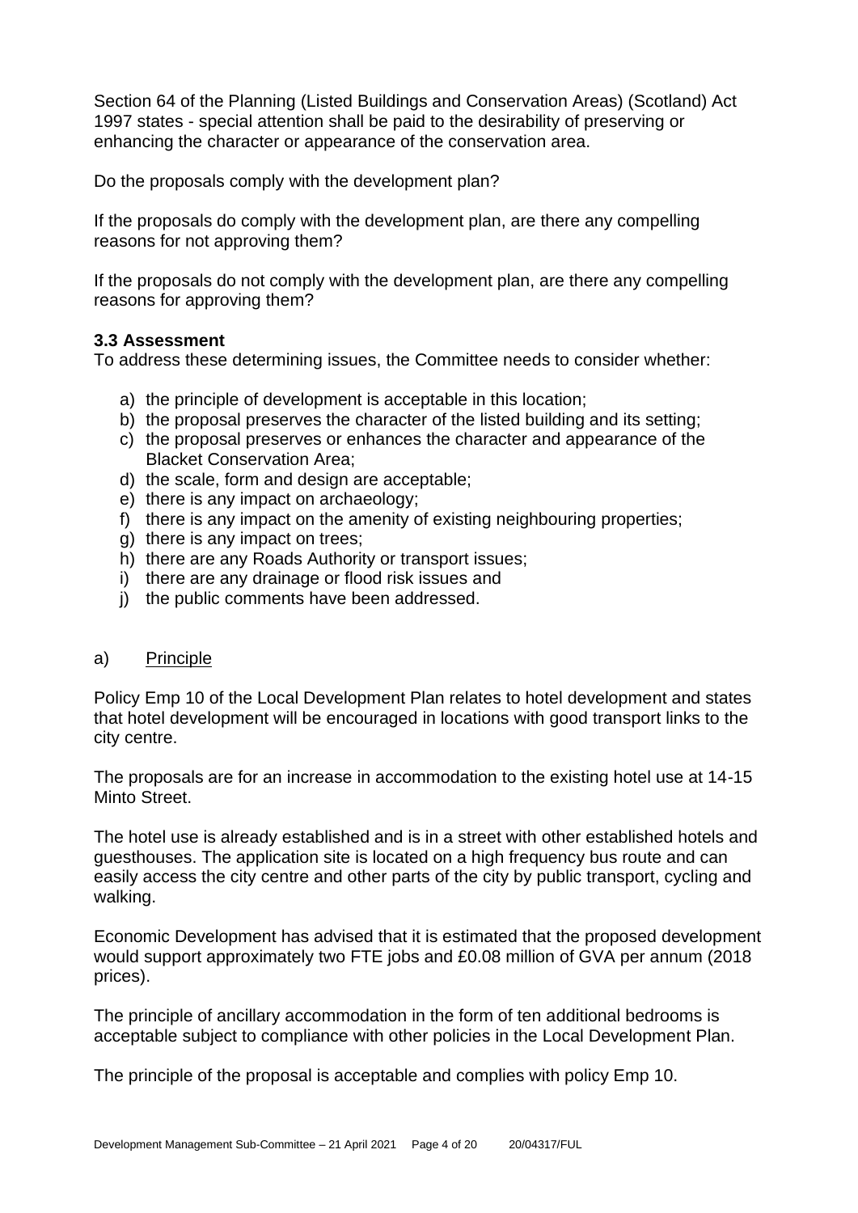Section 64 of the Planning (Listed Buildings and Conservation Areas) (Scotland) Act 1997 states - special attention shall be paid to the desirability of preserving or enhancing the character or appearance of the conservation area.

Do the proposals comply with the development plan?

If the proposals do comply with the development plan, are there any compelling reasons for not approving them?

If the proposals do not comply with the development plan, are there any compelling reasons for approving them?

### 3.3 Assessment

To address these determining issues, the Committee needs to consider whether:

a) the principle of development is acceptable in this location;
b) the proposal preserves the character of the listed building and its setting;
c) the proposal preserves or enhances the character and appearance of the Blacket Conservation Area;
d) the scale, form and design are acceptable;
e) there is any impact on archaeology;
f) there is any impact on the amenity of existing neighbouring properties;
g) there is any impact on trees;
h) there are any Roads Authority or transport issues;
i) there are any drainage or flood risk issues and
j) the public comments have been addressed.

a) Principle

Policy Emp 10 of the Local Development Plan relates to hotel development and states that hotel development will be encouraged in locations with good transport links to the city centre.

The proposals are for an increase in accommodation to the existing hotel use at 14-15 Minto Street.

The hotel use is already established and is in a street with other established hotels and guesthouses. The application site is located on a high frequency bus route and can easily access the city centre and other parts of the city by public transport, cycling and walking.

Economic Development has advised that it is estimated that the proposed development would support approximately two FTE jobs and £0.08 million of GVA per annum (2018 prices).

The principle of ancillary accommodation in the form of ten additional bedrooms is acceptable subject to compliance with other policies in the Local Development Plan.

The principle of the proposal is acceptable and complies with policy Emp 10.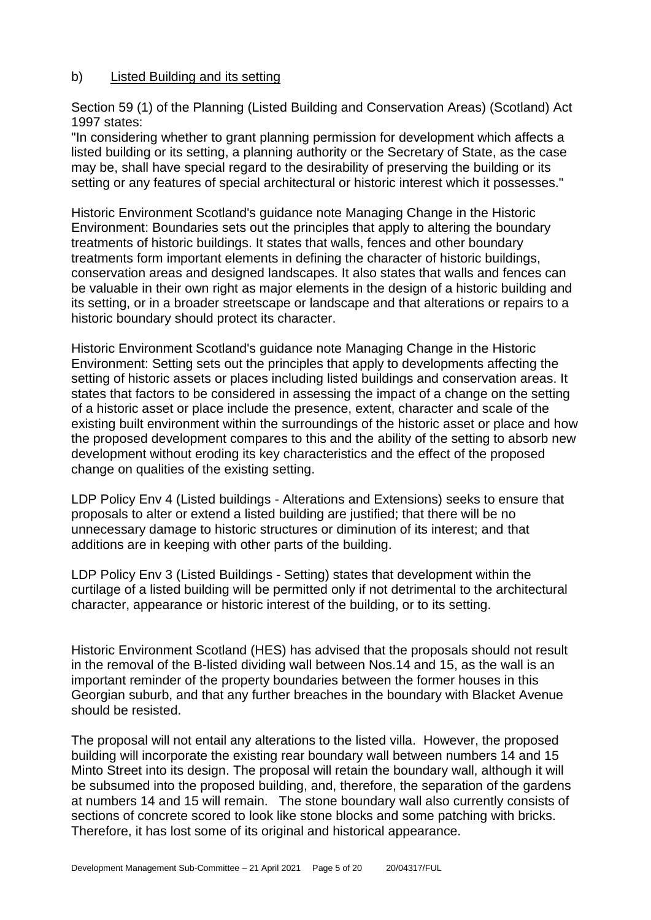b) Listed Building and its setting

Section 59 (1) of the Planning (Listed Building and Conservation Areas) (Scotland) Act 1997 states:
"In considering whether to grant planning permission for development which affects a listed building or its setting, a planning authority or the Secretary of State, as the case may be, shall have special regard to the desirability of preserving the building or its setting or any features of special architectural or historic interest which it possesses."

Historic Environment Scotland's guidance note Managing Change in the Historic Environment: Boundaries sets out the principles that apply to altering the boundary treatments of historic buildings. It states that walls, fences and other boundary treatments form important elements in defining the character of historic buildings, conservation areas and designed landscapes. It also states that walls and fences can be valuable in their own right as major elements in the design of a historic building and its setting, or in a broader streetscape or landscape and that alterations or repairs to a historic boundary should protect its character.

Historic Environment Scotland's guidance note Managing Change in the Historic Environment: Setting sets out the principles that apply to developments affecting the setting of historic assets or places including listed buildings and conservation areas. It states that factors to be considered in assessing the impact of a change on the setting of a historic asset or place include the presence, extent, character and scale of the existing built environment within the surroundings of the historic asset or place and how the proposed development compares to this and the ability of the setting to absorb new development without eroding its key characteristics and the effect of the proposed change on qualities of the existing setting.

LDP Policy Env 4 (Listed buildings - Alterations and Extensions) seeks to ensure that proposals to alter or extend a listed building are justified; that there will be no unnecessary damage to historic structures or diminution of its interest; and that additions are in keeping with other parts of the building.

LDP Policy Env 3 (Listed Buildings - Setting) states that development within the curtilage of a listed building will be permitted only if not detrimental to the architectural character, appearance or historic interest of the building, or to its setting.

Historic Environment Scotland (HES) has advised that the proposals should not result in the removal of the B-listed dividing wall between Nos.14 and 15, as the wall is an important reminder of the property boundaries between the former houses in this Georgian suburb, and that any further breaches in the boundary with Blacket Avenue should be resisted.

The proposal will not entail any alterations to the listed villa. However, the proposed building will incorporate the existing rear boundary wall between numbers 14 and 15 Minto Street into its design. The proposal will retain the boundary wall, although it will be subsumed into the proposed building, and, therefore, the separation of the gardens at numbers 14 and 15 will remain. The stone boundary wall also currently consists of sections of concrete scored to look like stone blocks and some patching with bricks. Therefore, it has lost some of its original and historical appearance.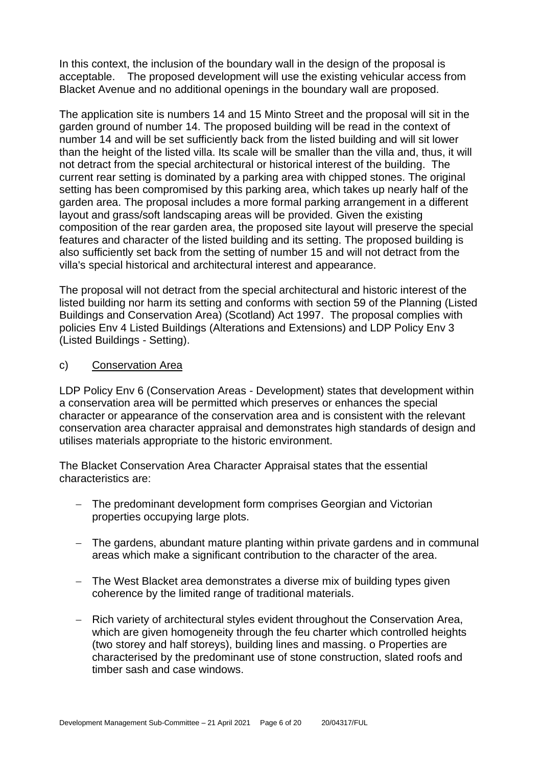In this context, the inclusion of the boundary wall in the design of the proposal is acceptable. The proposed development will use the existing vehicular access from Blacket Avenue and no additional openings in the boundary wall are proposed.

The application site is numbers 14 and 15 Minto Street and the proposal will sit in the garden ground of number 14. The proposed building will be read in the context of number 14 and will be set sufficiently back from the listed building and will sit lower than the height of the listed villa. Its scale will be smaller than the villa and, thus, it will not detract from the special architectural or historical interest of the building. The current rear setting is dominated by a parking area with chipped stones. The original setting has been compromised by this parking area, which takes up nearly half of the garden area. The proposal includes a more formal parking arrangement in a different layout and grass/soft landscaping areas will be provided. Given the existing composition of the rear garden area, the proposed site layout will preserve the special features and character of the listed building and its setting. The proposed building is also sufficiently set back from the setting of number 15 and will not detract from the villa's special historical and architectural interest and appearance.

The proposal will not detract from the special architectural and historic interest of the listed building nor harm its setting and conforms with section 59 of the Planning (Listed Buildings and Conservation Area) (Scotland) Act 1997. The proposal complies with policies Env 4 Listed Buildings (Alterations and Extensions) and LDP Policy Env 3 (Listed Buildings - Setting).

c) <u>Conservation Area</u>

LDP Policy Env 6 (Conservation Areas - Development) states that development within a conservation area will be permitted which preserves or enhances the special character or appearance of the conservation area and is consistent with the relevant conservation area character appraisal and demonstrates high standards of design and utilises materials appropriate to the historic environment.

The Blacket Conservation Area Character Appraisal states that the essential characteristics are:

- The predominant development form comprises Georgian and Victorian properties occupying large plots.
- The gardens, abundant mature planting within private gardens and in communal areas which make a significant contribution to the character of the area.
- The West Blacket area demonstrates a diverse mix of building types given coherence by the limited range of traditional materials.
- Rich variety of architectural styles evident throughout the Conservation Area, which are given homogeneity through the feu charter which controlled heights (two storey and half storeys), building lines and massing. o Properties are characterised by the predominant use of stone construction, slated roofs and timber sash and case windows.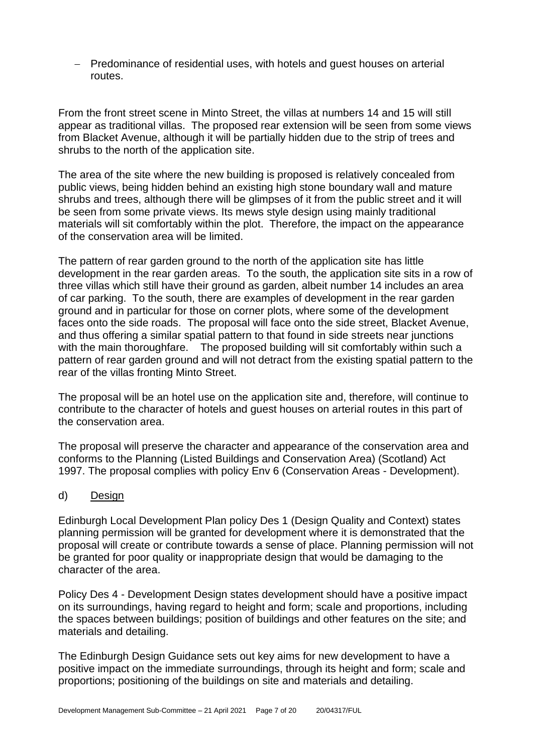- Predominance of residential uses, with hotels and guest houses on arterial routes.

From the front street scene in Minto Street, the villas at numbers 14 and 15 will still appear as traditional villas. The proposed rear extension will be seen from some views from Blacket Avenue, although it will be partially hidden due to the strip of trees and shrubs to the north of the application site.

The area of the site where the new building is proposed is relatively concealed from public views, being hidden behind an existing high stone boundary wall and mature shrubs and trees, although there will be glimpses of it from the public street and it will be seen from some private views. Its mews style design using mainly traditional materials will sit comfortably within the plot. Therefore, the impact on the appearance of the conservation area will be limited.

The pattern of rear garden ground to the north of the application site has little development in the rear garden areas. To the south, the application site sits in a row of three villas which still have their ground as garden, albeit number 14 includes an area of car parking. To the south, there are examples of development in the rear garden ground and in particular for those on corner plots, where some of the development faces onto the side roads. The proposal will face onto the side street, Blacket Avenue, and thus offering a similar spatial pattern to that found in side streets near junctions with the main thoroughfare. The proposed building will sit comfortably within such a pattern of rear garden ground and will not detract from the existing spatial pattern to the rear of the villas fronting Minto Street.

The proposal will be an hotel use on the application site and, therefore, will continue to contribute to the character of hotels and guest houses on arterial routes in this part of the conservation area.

The proposal will preserve the character and appearance of the conservation area and conforms to the Planning (Listed Buildings and Conservation Area) (Scotland) Act 1997. The proposal complies with policy Env 6 (Conservation Areas - Development).

d) Design

Edinburgh Local Development Plan policy Des 1 (Design Quality and Context) states planning permission will be granted for development where it is demonstrated that the proposal will create or contribute towards a sense of place. Planning permission will not be granted for poor quality or inappropriate design that would be damaging to the character of the area.

Policy Des 4 - Development Design states development should have a positive impact on its surroundings, having regard to height and form; scale and proportions, including the spaces between buildings; position of buildings and other features on the site; and materials and detailing.

The Edinburgh Design Guidance sets out key aims for new development to have a positive impact on the immediate surroundings, through its height and form; scale and proportions; positioning of the buildings on site and materials and detailing.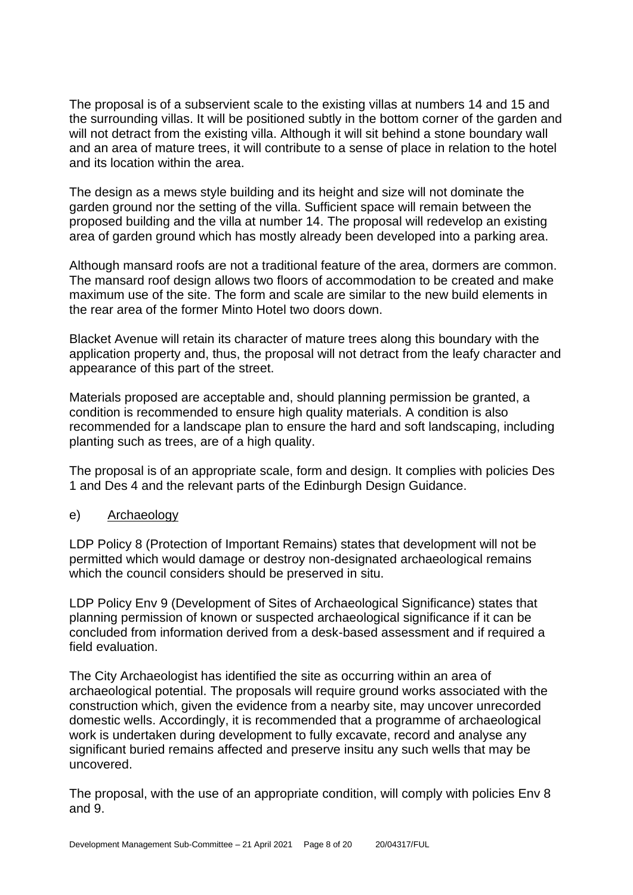The proposal is of a subservient scale to the existing villas at numbers 14 and 15 and the surrounding villas. It will be positioned subtly in the bottom corner of the garden and will not detract from the existing villa. Although it will sit behind a stone boundary wall and an area of mature trees, it will contribute to a sense of place in relation to the hotel and its location within the area.

The design as a mews style building and its height and size will not dominate the garden ground nor the setting of the villa. Sufficient space will remain between the proposed building and the villa at number 14. The proposal will redevelop an existing area of garden ground which has mostly already been developed into a parking area.

Although mansard roofs are not a traditional feature of the area, dormers are common. The mansard roof design allows two floors of accommodation to be created and make maximum use of the site. The form and scale are similar to the new build elements in the rear area of the former Minto Hotel two doors down.

Blacket Avenue will retain its character of mature trees along this boundary with the application property and, thus, the proposal will not detract from the leafy character and appearance of this part of the street.

Materials proposed are acceptable and, should planning permission be granted, a condition is recommended to ensure high quality materials. A condition is also recommended for a landscape plan to ensure the hard and soft landscaping, including planting such as trees, are of a high quality.

The proposal is of an appropriate scale, form and design. It complies with policies Des 1 and Des 4 and the relevant parts of the Edinburgh Design Guidance.

e) Archaeology

LDP Policy 8 (Protection of Important Remains) states that development will not be permitted which would damage or destroy non-designated archaeological remains which the council considers should be preserved in situ.

LDP Policy Env 9 (Development of Sites of Archaeological Significance) states that planning permission of known or suspected archaeological significance if it can be concluded from information derived from a desk-based assessment and if required a field evaluation.

The City Archaeologist has identified the site as occurring within an area of archaeological potential. The proposals will require ground works associated with the construction which, given the evidence from a nearby site, may uncover unrecorded domestic wells. Accordingly, it is recommended that a programme of archaeological work is undertaken during development to fully excavate, record and analyse any significant buried remains affected and preserve insitu any such wells that may be uncovered.

The proposal, with the use of an appropriate condition, will comply with policies Env 8 and 9.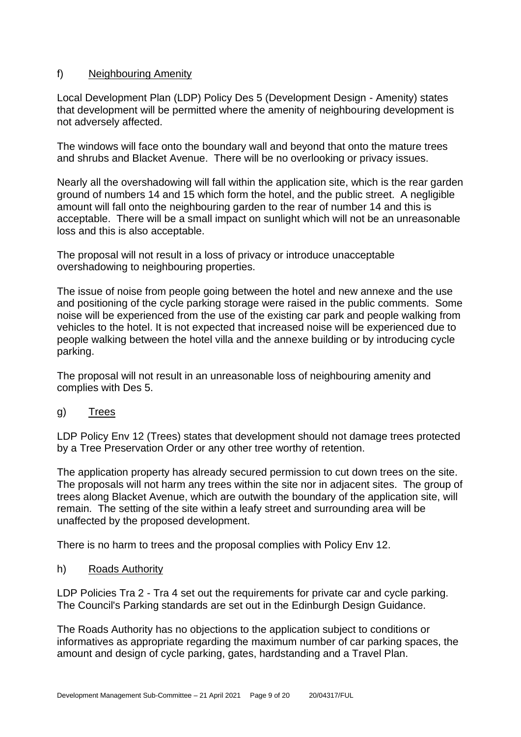### f) Neighbouring Amenity

Local Development Plan (LDP) Policy Des 5 (Development Design - Amenity) states that development will be permitted where the amenity of neighbouring development is not adversely affected.

The windows will face onto the boundary wall and beyond that onto the mature trees and shrubs and Blacket Avenue. There will be no overlooking or privacy issues.

Nearly all the overshadowing will fall within the application site, which is the rear garden ground of numbers 14 and 15 which form the hotel, and the public street. A negligible amount will fall onto the neighbouring garden to the rear of number 14 and this is acceptable. There will be a small impact on sunlight which will not be an unreasonable loss and this is also acceptable.

The proposal will not result in a loss of privacy or introduce unacceptable overshadowing to neighbouring properties.

The issue of noise from people going between the hotel and new annexe and the use and positioning of the cycle parking storage were raised in the public comments. Some noise will be experienced from the use of the existing car park and people walking from vehicles to the hotel. It is not expected that increased noise will be experienced due to people walking between the hotel villa and the annexe building or by introducing cycle parking.

The proposal will not result in an unreasonable loss of neighbouring amenity and complies with Des 5.

### g) Trees

LDP Policy Env 12 (Trees) states that development should not damage trees protected by a Tree Preservation Order or any other tree worthy of retention.

The application property has already secured permission to cut down trees on the site. The proposals will not harm any trees within the site nor in adjacent sites. The group of trees along Blacket Avenue, which are outwith the boundary of the application site, will remain. The setting of the site within a leafy street and surrounding area will be unaffected by the proposed development.

There is no harm to trees and the proposal complies with Policy Env 12.

### h) Roads Authority

LDP Policies Tra 2 - Tra 4 set out the requirements for private car and cycle parking. The Council's Parking standards are set out in the Edinburgh Design Guidance.

The Roads Authority has no objections to the application subject to conditions or informatives as appropriate regarding the maximum number of car parking spaces, the amount and design of cycle parking, gates, hardstanding and a Travel Plan.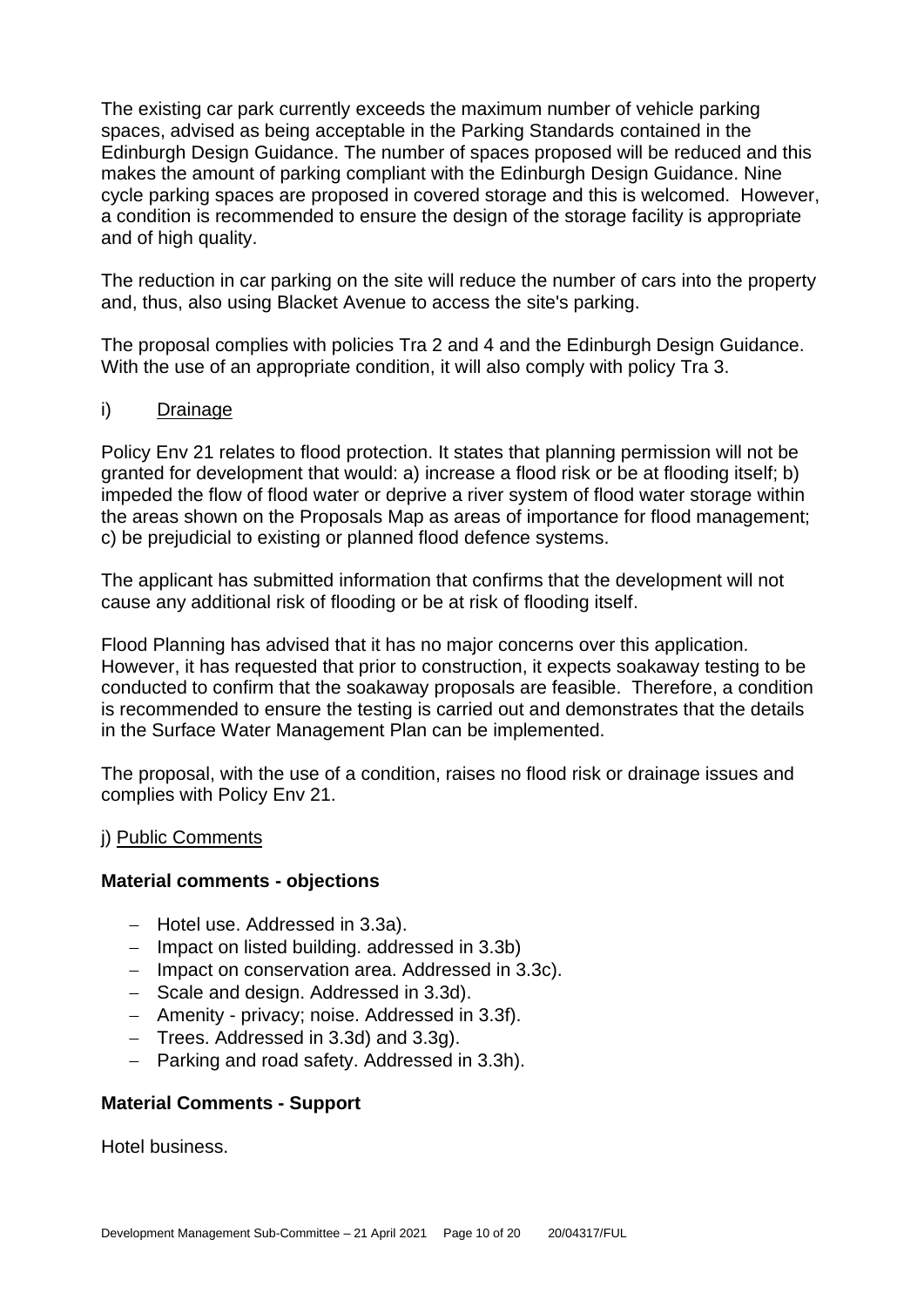The existing car park currently exceeds the maximum number of vehicle parking spaces, advised as being acceptable in the Parking Standards contained in the Edinburgh Design Guidance. The number of spaces proposed will be reduced and this makes the amount of parking compliant with the Edinburgh Design Guidance. Nine cycle parking spaces are proposed in covered storage and this is welcomed. However, a condition is recommended to ensure the design of the storage facility is appropriate and of high quality.

The reduction in car parking on the site will reduce the number of cars into the property and, thus, also using Blacket Avenue to access the site's parking.

The proposal complies with policies Tra 2 and 4 and the Edinburgh Design Guidance. With the use of an appropriate condition, it will also comply with policy Tra 3.

i) Drainage

Policy Env 21 relates to flood protection. It states that planning permission will not be granted for development that would: a) increase a flood risk or be at flooding itself; b) impeded the flow of flood water or deprive a river system of flood water storage within the areas shown on the Proposals Map as areas of importance for flood management; c) be prejudicial to existing or planned flood defence systems.

The applicant has submitted information that confirms that the development will not cause any additional risk of flooding or be at risk of flooding itself.

Flood Planning has advised that it has no major concerns over this application. However, it has requested that prior to construction, it expects soakaway testing to be conducted to confirm that the soakaway proposals are feasible. Therefore, a condition is recommended to ensure the testing is carried out and demonstrates that the details in the Surface Water Management Plan can be implemented.

The proposal, with the use of a condition, raises no flood risk or drainage issues and complies with Policy Env 21.

j) Public Comments

**Material comments - objections**

- Hotel use. Addressed in 3.3a).
- Impact on listed building. addressed in 3.3b)
- Impact on conservation area. Addressed in 3.3c).
- Scale and design. Addressed in 3.3d).
- Amenity - privacy; noise. Addressed in 3.3f).
- Trees. Addressed in 3.3d) and 3.3g).
- Parking and road safety. Addressed in 3.3h).

**Material Comments - Support**

Hotel business.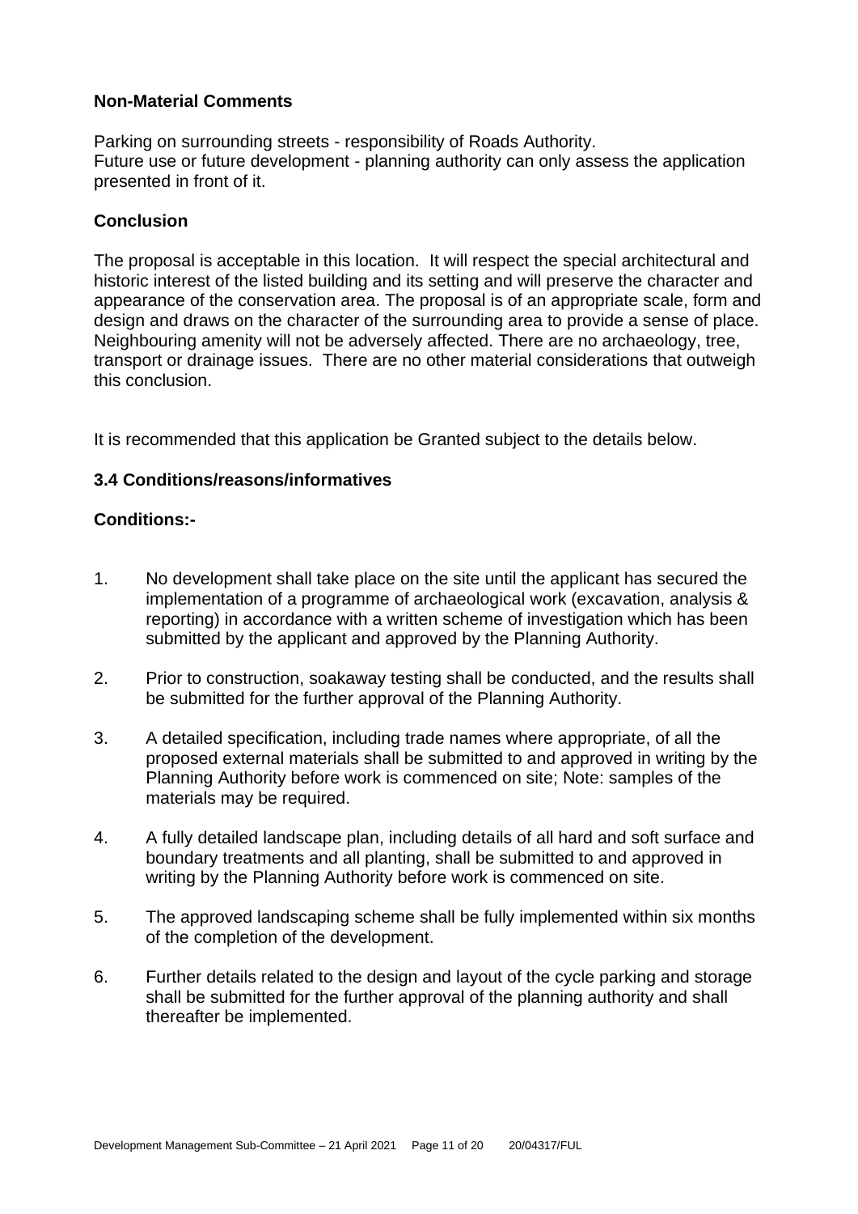### Non-Material Comments

Parking on surrounding streets - responsibility of Roads Authority.
Future use or future development - planning authority can only assess the application presented in front of it.

### Conclusion

The proposal is acceptable in this location. It will respect the special architectural and historic interest of the listed building and its setting and will preserve the character and appearance of the conservation area. The proposal is of an appropriate scale, form and design and draws on the character of the surrounding area to provide a sense of place. Neighbouring amenity will not be adversely affected. There are no archaeology, tree, transport or drainage issues. There are no other material considerations that outweigh this conclusion.

It is recommended that this application be Granted subject to the details below.

### 3.4 Conditions/reasons/informatives

**Conditions:-**

1. No development shall take place on the site until the applicant has secured the implementation of a programme of archaeological work (excavation, analysis & reporting) in accordance with a written scheme of investigation which has been submitted by the applicant and approved by the Planning Authority.

2. Prior to construction, soakaway testing shall be conducted, and the results shall be submitted for the further approval of the Planning Authority.

3. A detailed specification, including trade names where appropriate, of all the proposed external materials shall be submitted to and approved in writing by the Planning Authority before work is commenced on site; Note: samples of the materials may be required.

4. A fully detailed landscape plan, including details of all hard and soft surface and boundary treatments and all planting, shall be submitted to and approved in writing by the Planning Authority before work is commenced on site.

5. The approved landscaping scheme shall be fully implemented within six months of the completion of the development.

6. Further details related to the design and layout of the cycle parking and storage shall be submitted for the further approval of the planning authority and shall thereafter be implemented.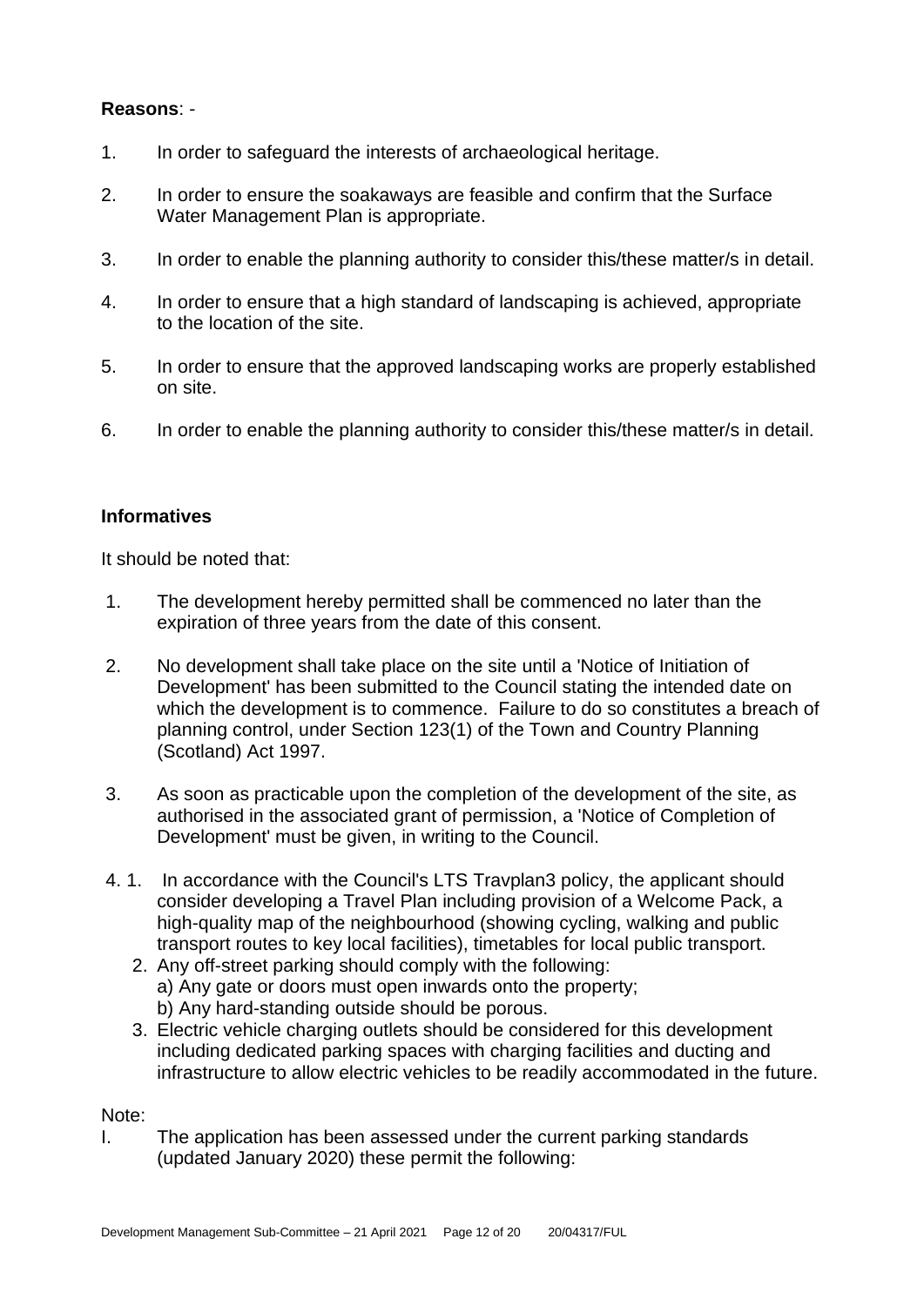**Reasons**: -

1. In order to safeguard the interests of archaeological heritage.

2. In order to ensure the soakaways are feasible and confirm that the Surface Water Management Plan is appropriate.

3. In order to enable the planning authority to consider this/these matter/s in detail.

4. In order to ensure that a high standard of landscaping is achieved, appropriate to the location of the site.

5. In order to ensure that the approved landscaping works are properly established on site.

6. In order to enable the planning authority to consider this/these matter/s in detail.

**Informatives**

It should be noted that:

1. The development hereby permitted shall be commenced no later than the expiration of three years from the date of this consent.

2. No development shall take place on the site until a 'Notice of Initiation of Development' has been submitted to the Council stating the intended date on which the development is to commence. Failure to do so constitutes a breach of planning control, under Section 123(1) of the Town and Country Planning (Scotland) Act 1997.

3. As soon as practicable upon the completion of the development of the site, as authorised in the associated grant of permission, a 'Notice of Completion of Development' must be given, in writing to the Council.

4. 1. In accordance with the Council's LTS Travplan3 policy, the applicant should consider developing a Travel Plan including provision of a Welcome Pack, a high-quality map of the neighbourhood (showing cycling, walking and public transport routes to key local facilities), timetables for local public transport.
   2. Any off-street parking should comply with the following:
      a) Any gate or doors must open inwards onto the property;
      b) Any hard-standing outside should be porous.
   3. Electric vehicle charging outlets should be considered for this development including dedicated parking spaces with charging facilities and ducting and infrastructure to allow electric vehicles to be readily accommodated in the future.

Note:

I. The application has been assessed under the current parking standards (updated January 2020) these permit the following: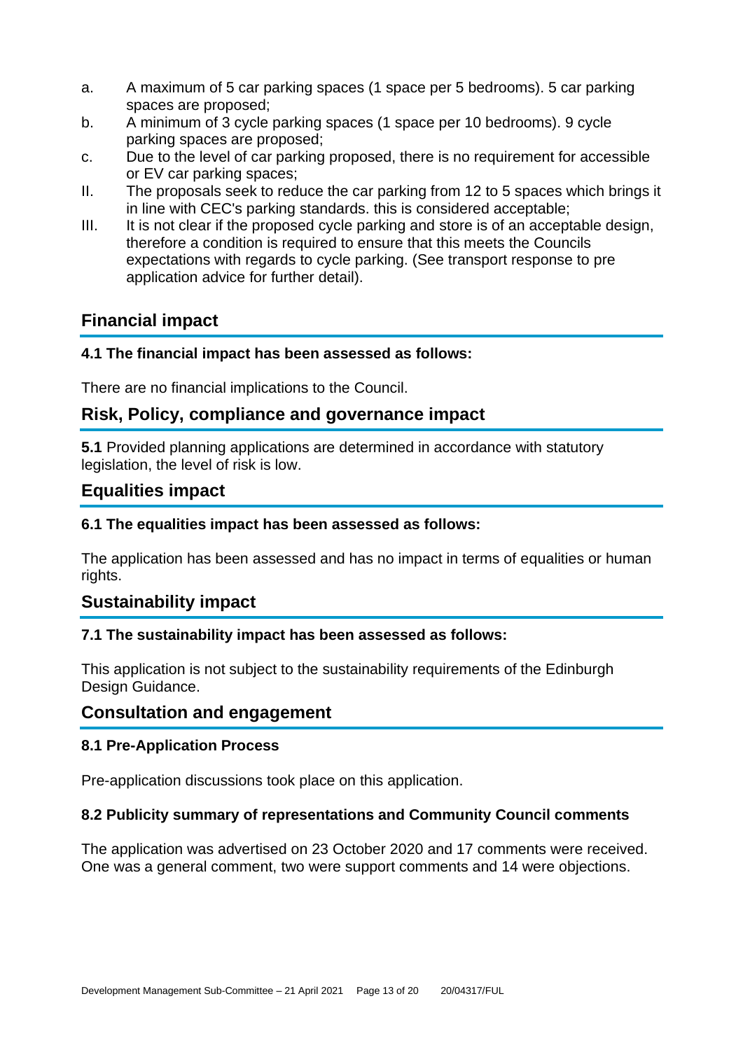a. A maximum of 5 car parking spaces (1 space per 5 bedrooms). 5 car parking spaces are proposed;
b. A minimum of 3 cycle parking spaces (1 space per 10 bedrooms). 9 cycle parking spaces are proposed;
c. Due to the level of car parking proposed, there is no requirement for accessible or EV car parking spaces;

II. The proposals seek to reduce the car parking from 12 to 5 spaces which brings it in line with CEC's parking standards. this is considered acceptable;

III. It is not clear if the proposed cycle parking and store is of an acceptable design, therefore a condition is required to ensure that this meets the Councils expectations with regards to cycle parking. (See transport response to pre application advice for further detail).

## Financial impact

### 4.1 The financial impact has been assessed as follows:

There are no financial implications to the Council.

## Risk, Policy, compliance and governance impact

**5.1** Provided planning applications are determined in accordance with statutory legislation, the level of risk is low.

## Equalities impact

### 6.1 The equalities impact has been assessed as follows:

The application has been assessed and has no impact in terms of equalities or human rights.

## Sustainability impact

### 7.1 The sustainability impact has been assessed as follows:

This application is not subject to the sustainability requirements of the Edinburgh Design Guidance.

## Consultation and engagement

### 8.1 Pre-Application Process

Pre-application discussions took place on this application.

### 8.2 Publicity summary of representations and Community Council comments

The application was advertised on 23 October 2020 and 17 comments were received. One was a general comment, two were support comments and 14 were objections.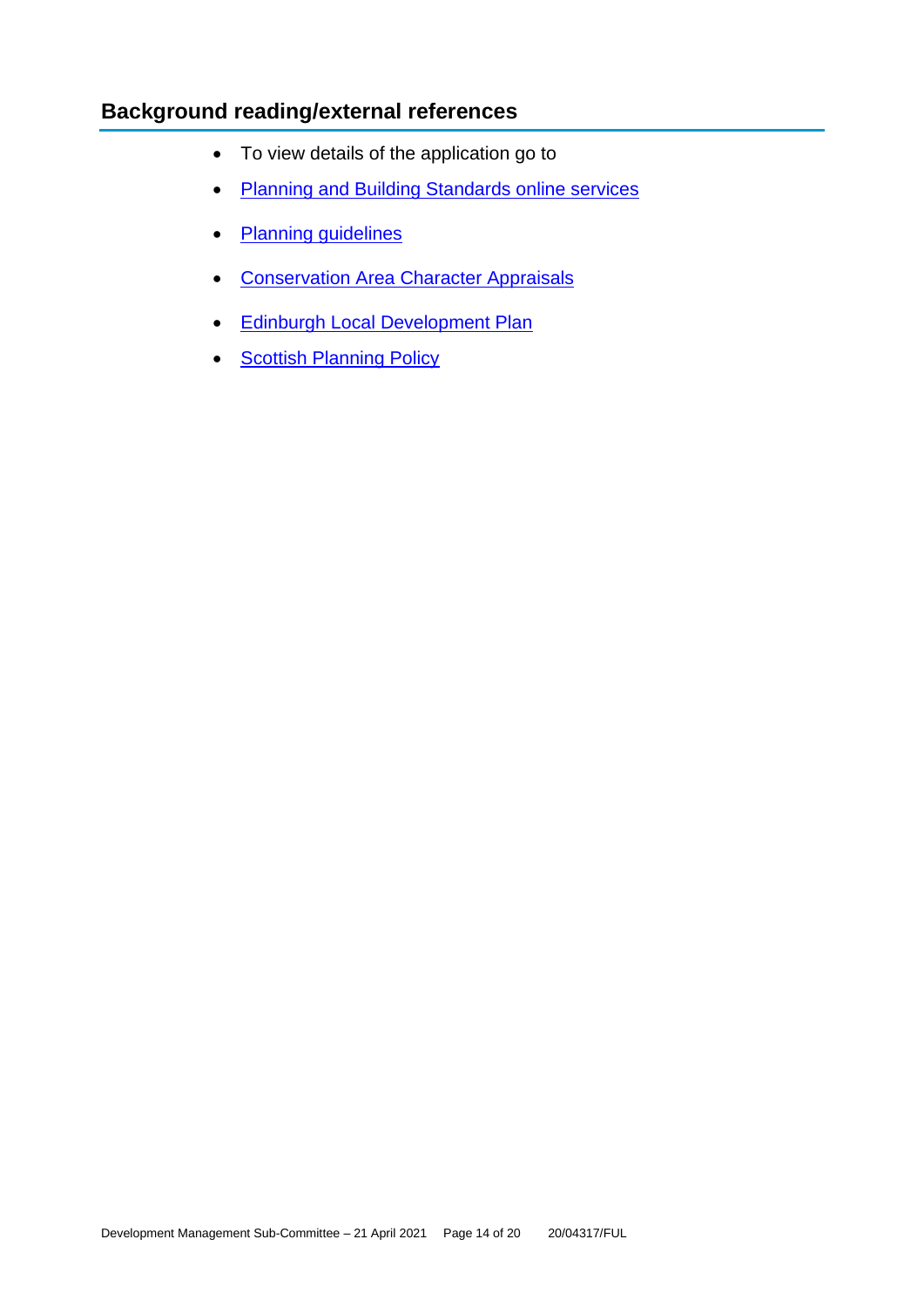## Background reading/external references

- To view details of the application go to
- Planning and Building Standards online services
- Planning guidelines
- Conservation Area Character Appraisals
- Edinburgh Local Development Plan
- Scottish Planning Policy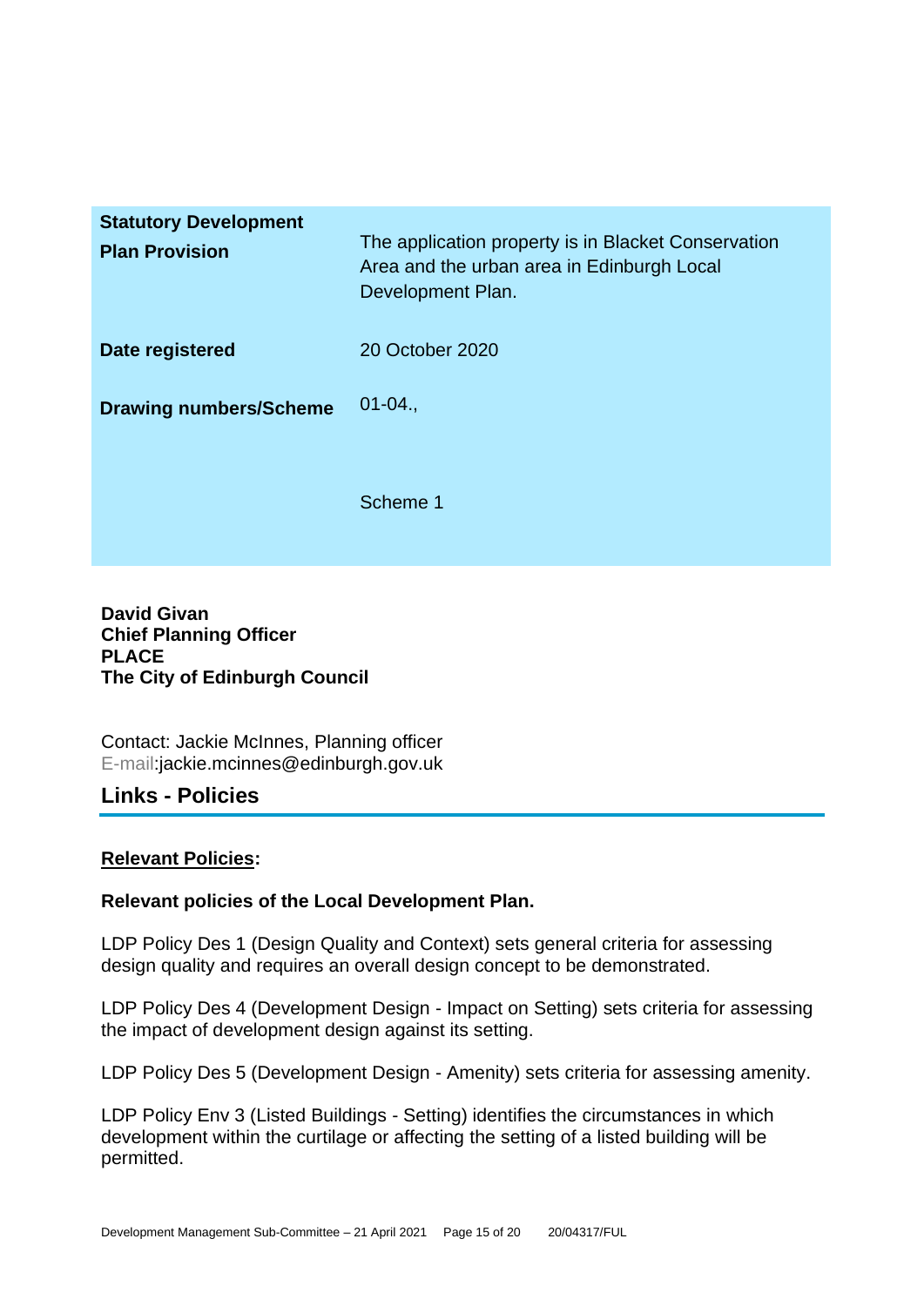| | |
|---|---|
| **Statutory Development Plan Provision** | The application property is in Blacket Conservation Area and the urban area in Edinburgh Local Development Plan. |
| **Date registered** | 20 October 2020 |
| **Drawing numbers/Scheme** | 01-04.,<br><br>Scheme 1 |

**David Givan**
**Chief Planning Officer**
**PLACE**
**The City of Edinburgh Council**

Contact: Jackie McInnes, Planning officer
E-mail:jackie.mcinnes@edinburgh.gov.uk

## Links - Policies

**Relevant Policies:**

**Relevant policies of the Local Development Plan.**

LDP Policy Des 1 (Design Quality and Context) sets general criteria for assessing design quality and requires an overall design concept to be demonstrated.

LDP Policy Des 4 (Development Design - Impact on Setting) sets criteria for assessing the impact of development design against its setting.

LDP Policy Des 5 (Development Design - Amenity) sets criteria for assessing amenity.

LDP Policy Env 3 (Listed Buildings - Setting) identifies the circumstances in which development within the curtilage or affecting the setting of a listed building will be permitted.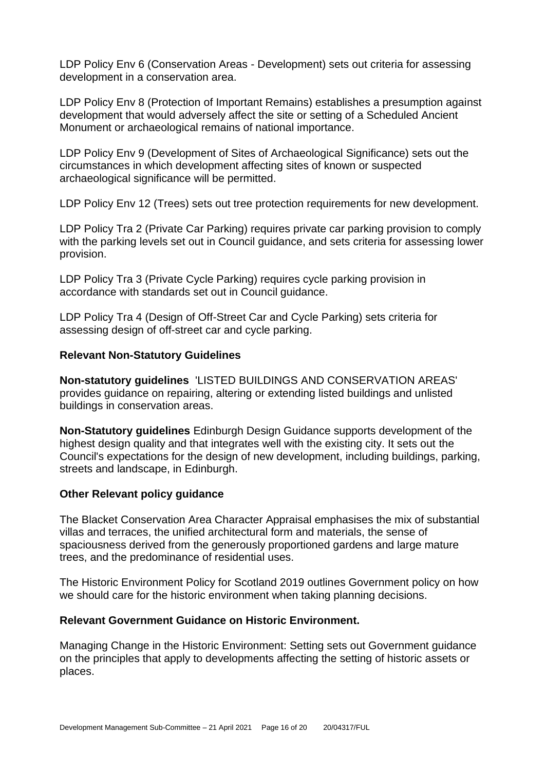LDP Policy Env 6 (Conservation Areas - Development) sets out criteria for assessing development in a conservation area.

LDP Policy Env 8 (Protection of Important Remains) establishes a presumption against development that would adversely affect the site or setting of a Scheduled Ancient Monument or archaeological remains of national importance.

LDP Policy Env 9 (Development of Sites of Archaeological Significance) sets out the circumstances in which development affecting sites of known or suspected archaeological significance will be permitted.

LDP Policy Env 12 (Trees) sets out tree protection requirements for new development.

LDP Policy Tra 2 (Private Car Parking) requires private car parking provision to comply with the parking levels set out in Council guidance, and sets criteria for assessing lower provision.

LDP Policy Tra 3 (Private Cycle Parking) requires cycle parking provision in accordance with standards set out in Council guidance.

LDP Policy Tra 4 (Design of Off-Street Car and Cycle Parking) sets criteria for assessing design of off-street car and cycle parking.

### Relevant Non-Statutory Guidelines

**Non-statutory guidelines** 'LISTED BUILDINGS AND CONSERVATION AREAS' provides guidance on repairing, altering or extending listed buildings and unlisted buildings in conservation areas.

**Non-Statutory guidelines** Edinburgh Design Guidance supports development of the highest design quality and that integrates well with the existing city. It sets out the Council's expectations for the design of new development, including buildings, parking, streets and landscape, in Edinburgh.

### Other Relevant policy guidance

The Blacket Conservation Area Character Appraisal emphasises the mix of substantial villas and terraces, the unified architectural form and materials, the sense of spaciousness derived from the generously proportioned gardens and large mature trees, and the predominance of residential uses.

The Historic Environment Policy for Scotland 2019 outlines Government policy on how we should care for the historic environment when taking planning decisions.

### Relevant Government Guidance on Historic Environment.

Managing Change in the Historic Environment: Setting sets out Government guidance on the principles that apply to developments affecting the setting of historic assets or places.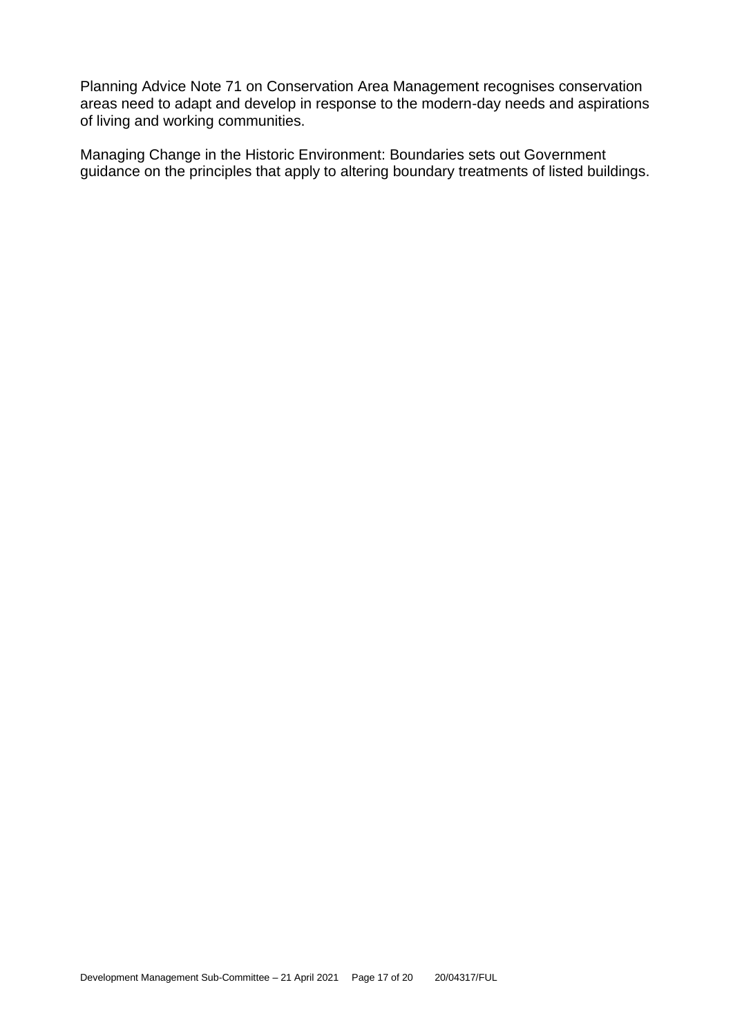Planning Advice Note 71 on Conservation Area Management recognises conservation areas need to adapt and develop in response to the modern-day needs and aspirations of living and working communities.

Managing Change in the Historic Environment: Boundaries sets out Government guidance on the principles that apply to altering boundary treatments of listed buildings.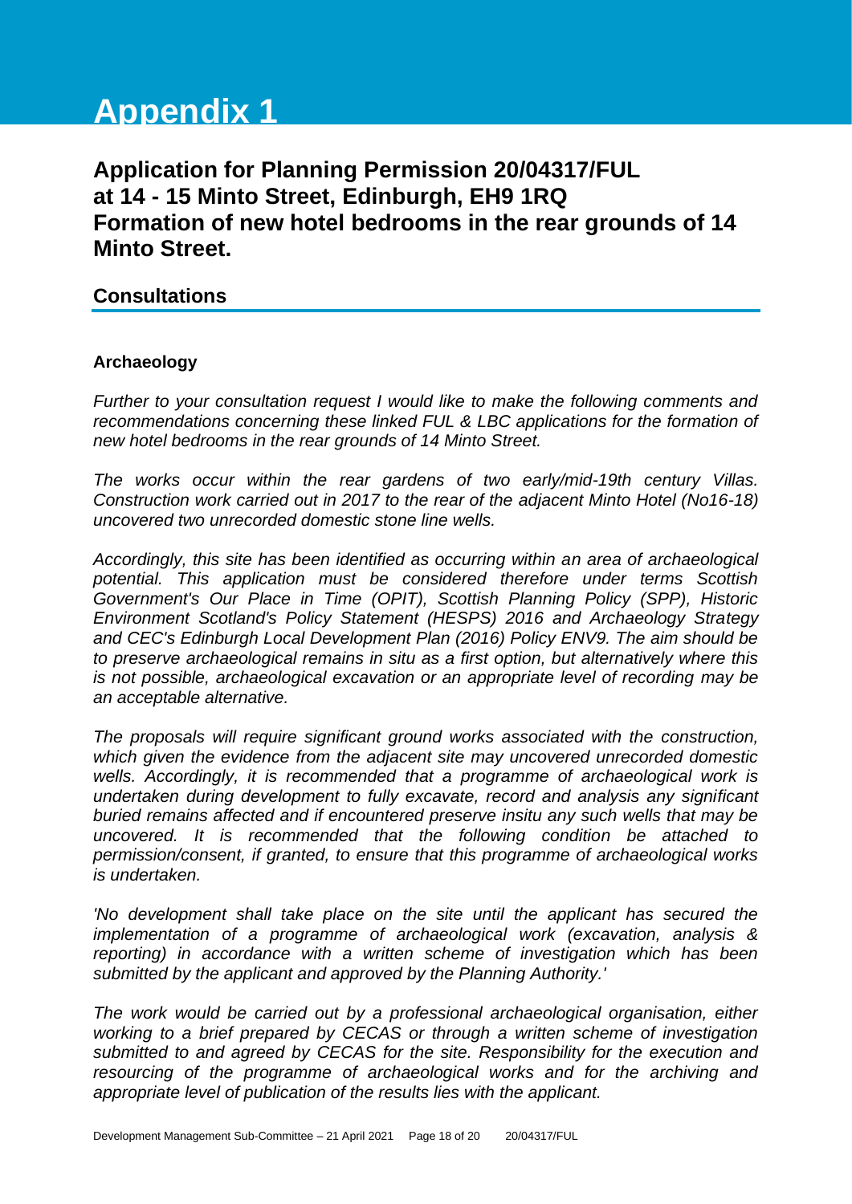# Appendix 1

## Application for Planning Permission 20/04317/FUL at 14 - 15 Minto Street, Edinburgh, EH9 1RQ Formation of new hotel bedrooms in the rear grounds of 14 Minto Street.

## Consultations

### Archaeology

*Further to your consultation request I would like to make the following comments and recommendations concerning these linked FUL & LBC applications for the formation of new hotel bedrooms in the rear grounds of 14 Minto Street.*

*The works occur within the rear gardens of two early/mid-19th century Villas. Construction work carried out in 2017 to the rear of the adjacent Minto Hotel (No16-18) uncovered two unrecorded domestic stone line wells.*

*Accordingly, this site has been identified as occurring within an area of archaeological potential. This application must be considered therefore under terms Scottish Government's Our Place in Time (OPIT), Scottish Planning Policy (SPP), Historic Environment Scotland's Policy Statement (HESPS) 2016 and Archaeology Strategy and CEC's Edinburgh Local Development Plan (2016) Policy ENV9. The aim should be to preserve archaeological remains in situ as a first option, but alternatively where this is not possible, archaeological excavation or an appropriate level of recording may be an acceptable alternative.*

*The proposals will require significant ground works associated with the construction, which given the evidence from the adjacent site may uncovered unrecorded domestic wells. Accordingly, it is recommended that a programme of archaeological work is undertaken during development to fully excavate, record and analysis any significant buried remains affected and if encountered preserve insitu any such wells that may be uncovered. It is recommended that the following condition be attached to permission/consent, if granted, to ensure that this programme of archaeological works is undertaken.*

*'No development shall take place on the site until the applicant has secured the implementation of a programme of archaeological work (excavation, analysis & reporting) in accordance with a written scheme of investigation which has been submitted by the applicant and approved by the Planning Authority.'*

*The work would be carried out by a professional archaeological organisation, either working to a brief prepared by CECAS or through a written scheme of investigation submitted to and agreed by CECAS for the site. Responsibility for the execution and resourcing of the programme of archaeological works and for the archiving and appropriate level of publication of the results lies with the applicant.*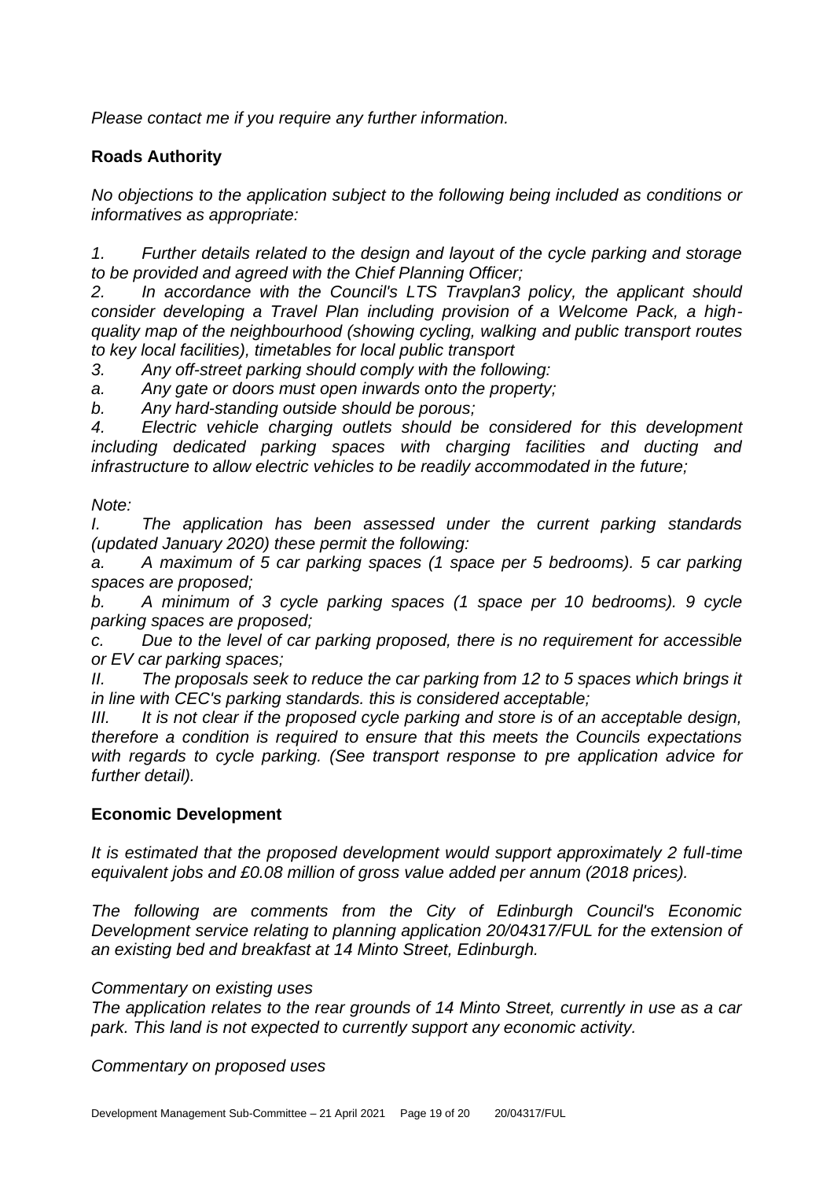*Please contact me if you require any further information.*

**Roads Authority**

*No objections to the application subject to the following being included as conditions or informatives as appropriate:*

*1. Further details related to the design and layout of the cycle parking and storage to be provided and agreed with the Chief Planning Officer;*
*2. In accordance with the Council's LTS Travplan3 policy, the applicant should consider developing a Travel Plan including provision of a Welcome Pack, a high-quality map of the neighbourhood (showing cycling, walking and public transport routes to key local facilities), timetables for local public transport*
*3. Any off-street parking should comply with the following:*
*a. Any gate or doors must open inwards onto the property;*
*b. Any hard-standing outside should be porous;*
*4. Electric vehicle charging outlets should be considered for this development including dedicated parking spaces with charging facilities and ducting and infrastructure to allow electric vehicles to be readily accommodated in the future;*

*Note:*
*I. The application has been assessed under the current parking standards (updated January 2020) these permit the following:*
*a. A maximum of 5 car parking spaces (1 space per 5 bedrooms). 5 car parking spaces are proposed;*
*b. A minimum of 3 cycle parking spaces (1 space per 10 bedrooms). 9 cycle parking spaces are proposed;*
*c. Due to the level of car parking proposed, there is no requirement for accessible or EV car parking spaces;*
*II. The proposals seek to reduce the car parking from 12 to 5 spaces which brings it in line with CEC's parking standards. this is considered acceptable;*
*III. It is not clear if the proposed cycle parking and store is of an acceptable design, therefore a condition is required to ensure that this meets the Councils expectations with regards to cycle parking. (See transport response to pre application advice for further detail).*

**Economic Development**

*It is estimated that the proposed development would support approximately 2 full-time equivalent jobs and £0.08 million of gross value added per annum (2018 prices).*

*The following are comments from the City of Edinburgh Council's Economic Development service relating to planning application 20/04317/FUL for the extension of an existing bed and breakfast at 14 Minto Street, Edinburgh.*

*Commentary on existing uses*
*The application relates to the rear grounds of 14 Minto Street, currently in use as a car park. This land is not expected to currently support any economic activity.*

*Commentary on proposed uses*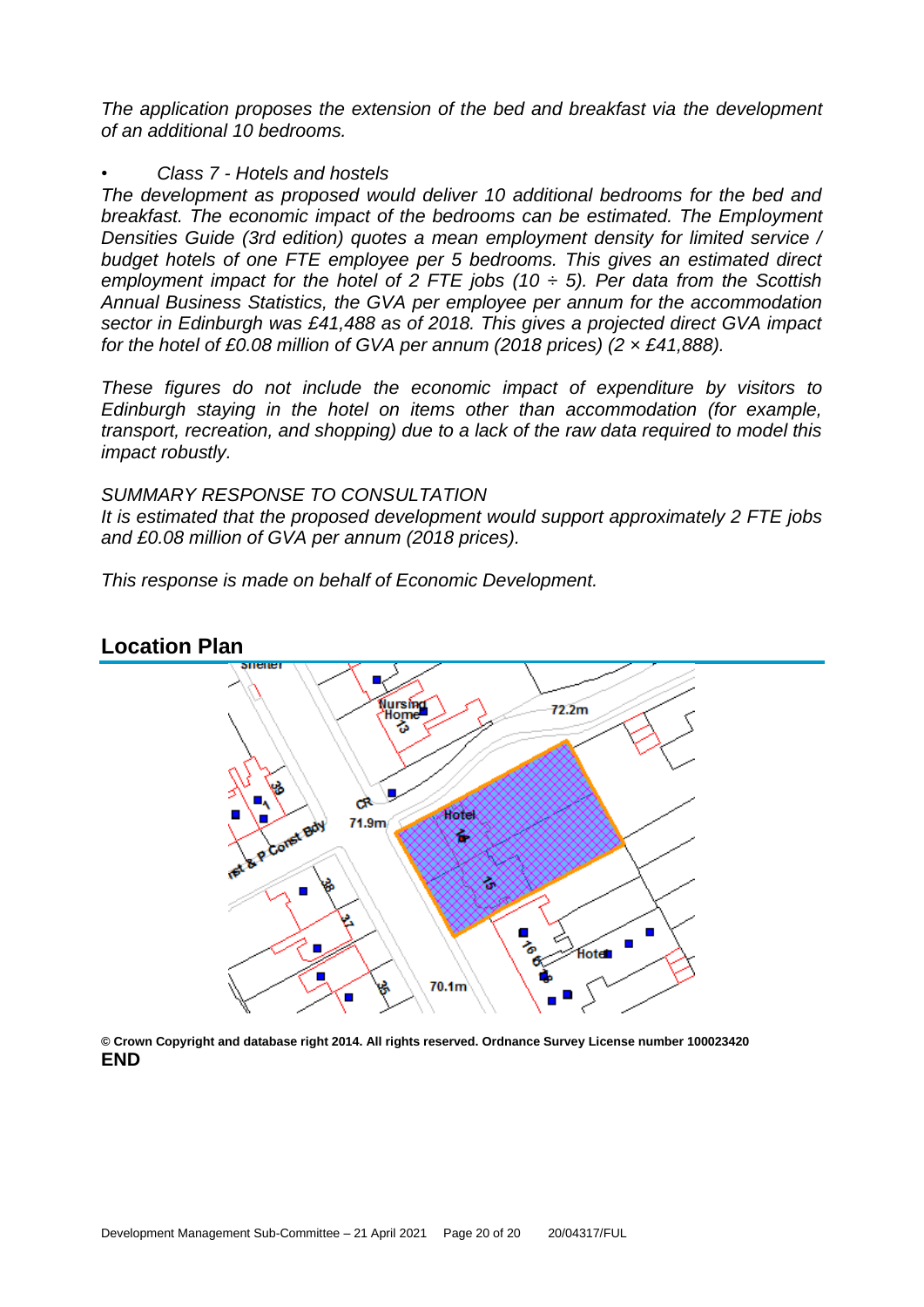*The application proposes the extension of the bed and breakfast via the development of an additional 10 bedrooms.*

- *Class 7 - Hotels and hostels*

*The development as proposed would deliver 10 additional bedrooms for the bed and breakfast. The economic impact of the bedrooms can be estimated. The Employment Densities Guide (3rd edition) quotes a mean employment density for limited service / budget hotels of one FTE employee per 5 bedrooms. This gives an estimated direct employment impact for the hotel of 2 FTE jobs (10 ÷ 5). Per data from the Scottish Annual Business Statistics, the GVA per employee per annum for the accommodation sector in Edinburgh was £41,488 as of 2018. This gives a projected direct GVA impact for the hotel of £0.08 million of GVA per annum (2018 prices) (2 × £41,888).*

*These figures do not include the economic impact of expenditure by visitors to Edinburgh staying in the hotel on items other than accommodation (for example, transport, recreation, and shopping) due to a lack of the raw data required to model this impact robustly.*

*SUMMARY RESPONSE TO CONSULTATION*
*It is estimated that the proposed development would support approximately 2 FTE jobs and £0.08 million of GVA per annum (2018 prices).*

*This response is made on behalf of Economic Development.*

## Location Plan

Shelter
Nursing Home
13
72.2m
39
1
CR
71.9m
Hotel
14
15
st & P Const Bdy
38
37
35
70.1m
16 to 18
Hotel

**© Crown Copyright and database right 2014. All rights reserved. Ordnance Survey License number 100023420**

**END**